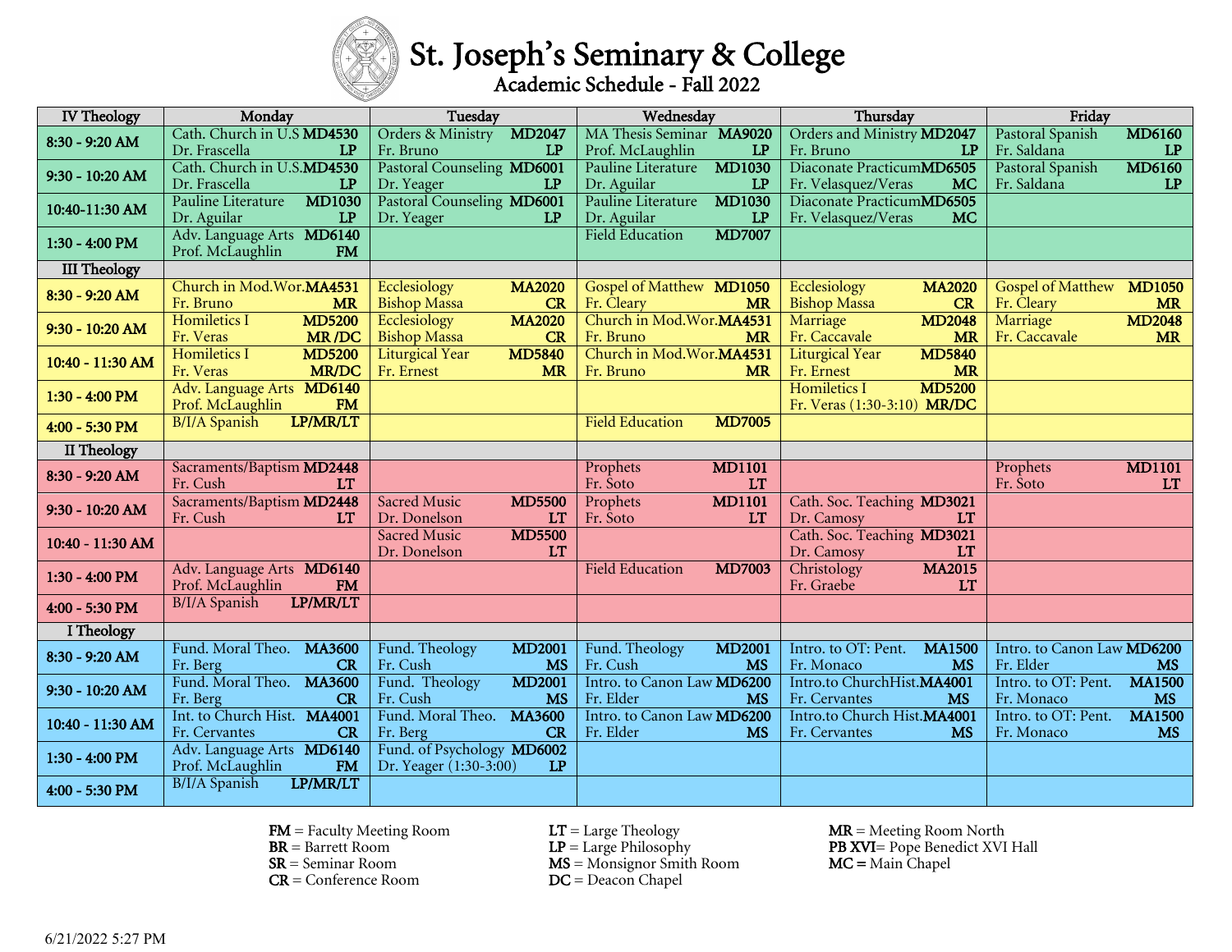# St. Joseph's Seminary & College

## Academic Schedule - Fall 2022

| IV Theology | Monday | Tuesday | Wednesday | Thursday | Friday |
|---|---|---|---|---|---|
| 8:30 - 9:20 AM | Cath. Church in U.S **MD4530** Dr. Frascella **LP** | Orders & Ministry **MD2047** Fr. Bruno **LP** | MA Thesis Seminar **MA9020** Prof. McLaughlin **LP** | Orders and Ministry **MD2047** Fr. Bruno **LP** | Pastoral Spanish **MD6160** Fr. Saldana **LP** |
| 9:30 - 10:20 AM | Cath. Church in U.S.**MD4530** Dr. Frascella **LP** | Pastoral Counseling **MD6001** Dr. Yeager **LP** | Pauline Literature **MD1030** Dr. Aguilar **LP** | Diaconate Practicum**MD6505** Fr. Velasquez/Veras **MC** | Pastoral Spanish **MD6160** Fr. Saldana **LP** |
| 10:40-11:30 AM | Pauline Literature **MD1030** Dr. Aguilar **LP** | Pastoral Counseling **MD6001** Dr. Yeager **LP** | Pauline Literature **MD1030** Dr. Aguilar **LP** | Diaconate Practicum**MD6505** Fr. Velasquez/Veras **MC** | |
| 1:30 - 4:00 PM | Adv. Language Arts **MD6140** Prof. McLaughlin **FM** | | Field Education **MD7007** | | |
| **III Theology** | | | | | |
| 8:30 - 9:20 AM | Church in Mod.Wor.**MA4531** Fr. Bruno **MR** | Ecclesiology **MA2020** Bishop Massa **CR** | Gospel of Matthew **MD1050** Fr. Cleary **MR** | Ecclesiology **MA2020** Bishop Massa **CR** | Gospel of Matthew **MD1050** Fr. Cleary **MR** |
| 9:30 - 10:20 AM | Homiletics I **MD5200** Fr. Veras **MR /DC** | Ecclesiology **MA2020** Bishop Massa **CR** | Church in Mod.Wor.**MA4531** Fr. Bruno **MR** | Marriage **MD2048** Fr. Caccavale **MR** | Marriage **MD2048** Fr. Caccavale **MR** |
| 10:40 - 11:30 AM | Homiletics I **MD5200** Fr. Veras **MR/DC** | Liturgical Year **MD5840** Fr. Ernest **MR** | Church in Mod.Wor.**MA4531** Fr. Bruno **MR** | Liturgical Year **MD5840** Fr. Ernest **MR** | |
| 1:30 - 4:00 PM | Adv. Language Arts **MD6140** Prof. McLaughlin **FM** | | | Homiletics I **MD5200** Fr. Veras (1:30-3:10) **MR/DC** | |
| 4:00 - 5:30 PM | B/I/A Spanish **LP/MR/LT** | | Field Education **MD7005** | | |
| **II Theology** | | | | | |
| 8:30 - 9:20 AM | Sacraments/Baptism **MD2448** Fr. Cush **LT** | | Prophets **MD1101** Fr. Soto **LT** | | Prophets **MD1101** Fr. Soto **LT** |
| 9:30 - 10:20 AM | Sacraments/Baptism **MD2448** Fr. Cush **LT** | Sacred Music **MD5500** Dr. Donelson **LT** | Prophets **MD1101** Fr. Soto **LT** | Cath. Soc. Teaching **MD3021** Dr. Camosy **LT** | |
| 10:40 - 11:30 AM | | Sacred Music **MD5500** Dr. Donelson **LT** | | Cath. Soc. Teaching **MD3021** Dr. Camosy **LT** | |
| 1:30 - 4:00 PM | Adv. Language Arts **MD6140** Prof. McLaughlin **FM** | | Field Education **MD7003** | Christology **MA2015** Fr. Graebe **LT** | |
| 4:00 - 5:30 PM | B/I/A Spanish **LP/MR/LT** | | | | |
| **I Theology** | | | | | |
| 8:30 - 9:20 AM | Fund. Moral Theo. **MA3600** Fr. Berg **CR** | Fund. Theology **MD2001** Fr. Cush **MS** | Fund. Theology **MD2001** Fr. Cush **MS** | Intro. to OT: Pent. **MA1500** Fr. Monaco **MS** | Intro. to Canon Law **MD6200** Fr. Elder **MS** |
| 9:30 - 10:20 AM | Fund. Moral Theo. **MA3600** Fr. Berg **CR** | Fund. Theology **MD2001** Fr. Cush **MS** | Intro. to Canon Law **MD6200** Fr. Elder **MS** | Intro.to ChurchHist.**MA4001** Fr. Cervantes **MS** | Intro. to OT: Pent. **MA1500** Fr. Monaco **MS** |
| 10:40 - 11:30 AM | Int. to Church Hist. **MA4001** Fr. Cervantes **CR** | Fund. Moral Theo. **MA3600** Fr. Berg **CR** | Intro. to Canon Law **MD6200** Fr. Elder **MS** | Intro.to Church Hist.**MA4001** Fr. Cervantes **MS** | Intro. to OT: Pent. **MA1500** Fr. Monaco **MS** |
| 1:30 - 4:00 PM | Adv. Language Arts **MD6140** Prof. McLaughlin **FM** | Fund. of Psychology **MD6002** Dr. Yeager (1:30-3:00) **LP** | | | |
| 4:00 - 5:30 PM | B/I/A Spanish **LP/MR/LT** | | | | |

**FM** = Faculty Meeting Room
**BR** = Barrett Room
**SR** = Seminar Room
**CR** = Conference Room

**LT** = Large Theology
**LP** = Large Philosophy
**MS** = Monsignor Smith Room
**DC** = Deacon Chapel

**MR** = Meeting Room North
**PB XVI**= Pope Benedict XVI Hall
**MC =** Main Chapel

6/21/2022 5:27 PM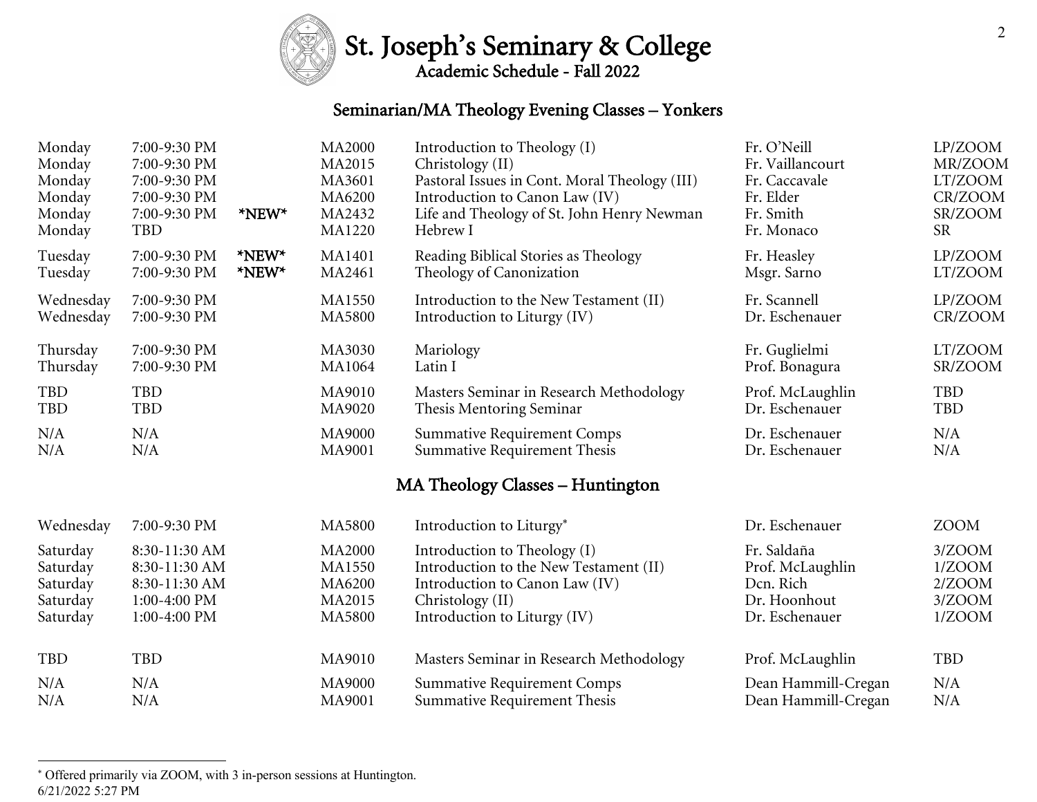# St. Joseph's Seminary & College

## Academic Schedule - Fall 2022

### Seminarian/MA Theology Evening Classes – Yonkers

| Day | Time | | Course | Title | Instructor | Location |
|---|---|---|---|---|---|---|
| Monday | 7:00-9:30 PM | | MA2000 | Introduction to Theology (I) | Fr. O'Neill | LP/ZOOM |
| Monday | 7:00-9:30 PM | | MA2015 | Christology (II) | Fr. Vaillancourt | MR/ZOOM |
| Monday | 7:00-9:30 PM | | MA3601 | Pastoral Issues in Cont. Moral Theology (III) | Fr. Caccavale | LT/ZOOM |
| Monday | 7:00-9:30 PM | | MA6200 | Introduction to Canon Law (IV) | Fr. Elder | CR/ZOOM |
| Monday | 7:00-9:30 PM | *NEW* | MA2432 | Life and Theology of St. John Henry Newman | Fr. Smith | SR/ZOOM |
| Monday | TBD | | MA1220 | Hebrew I | Fr. Monaco | SR |
| Tuesday | 7:00-9:30 PM | *NEW* | MA1401 | Reading Biblical Stories as Theology | Fr. Heasley | LP/ZOOM |
| Tuesday | 7:00-9:30 PM | *NEW* | MA2461 | Theology of Canonization | Msgr. Sarno | LT/ZOOM |
| Wednesday | 7:00-9:30 PM | | MA1550 | Introduction to the New Testament (II) | Fr. Scannell | LP/ZOOM |
| Wednesday | 7:00-9:30 PM | | MA5800 | Introduction to Liturgy (IV) | Dr. Eschenauer | CR/ZOOM |
| Thursday | 7:00-9:30 PM | | MA3030 | Mariology | Fr. Guglielmi | LT/ZOOM |
| Thursday | 7:00-9:30 PM | | MA1064 | Latin I | Prof. Bonagura | SR/ZOOM |
| TBD | TBD | | MA9010 | Masters Seminar in Research Methodology | Prof. McLaughlin | TBD |
| TBD | TBD | | MA9020 | Thesis Mentoring Seminar | Dr. Eschenauer | TBD |
| N/A | N/A | | MA9000 | Summative Requirement Comps | Dr. Eschenauer | N/A |
| N/A | N/A | | MA9001 | Summative Requirement Thesis | Dr. Eschenauer | N/A |

### MA Theology Classes – Huntington

| Day | Time | Course | Title | Instructor | Location |
|---|---|---|---|---|---|
| Wednesday | 7:00-9:30 PM | MA5800 | Introduction to Liturgy* | Dr. Eschenauer | ZOOM |
| Saturday | 8:30-11:30 AM | MA2000 | Introduction to Theology (I) | Fr. Saldaña | 3/ZOOM |
| Saturday | 8:30-11:30 AM | MA1550 | Introduction to the New Testament (II) | Prof. McLaughlin | 1/ZOOM |
| Saturday | 8:30-11:30 AM | MA6200 | Introduction to Canon Law (IV) | Dcn. Rich | 2/ZOOM |
| Saturday | 1:00-4:00 PM | MA2015 | Christology (II) | Dr. Hoonhout | 3/ZOOM |
| Saturday | 1:00-4:00 PM | MA5800 | Introduction to Liturgy (IV) | Dr. Eschenauer | 1/ZOOM |
| TBD | TBD | MA9010 | Masters Seminar in Research Methodology | Prof. McLaughlin | TBD |
| N/A | N/A | MA9000 | Summative Requirement Comps | Dean Hammill-Cregan | N/A |
| N/A | N/A | MA9001 | Summative Requirement Thesis | Dean Hammill-Cregan | N/A |

* Offered primarily via ZOOM, with 3 in-person sessions at Huntington.

6/21/2022 5:27 PM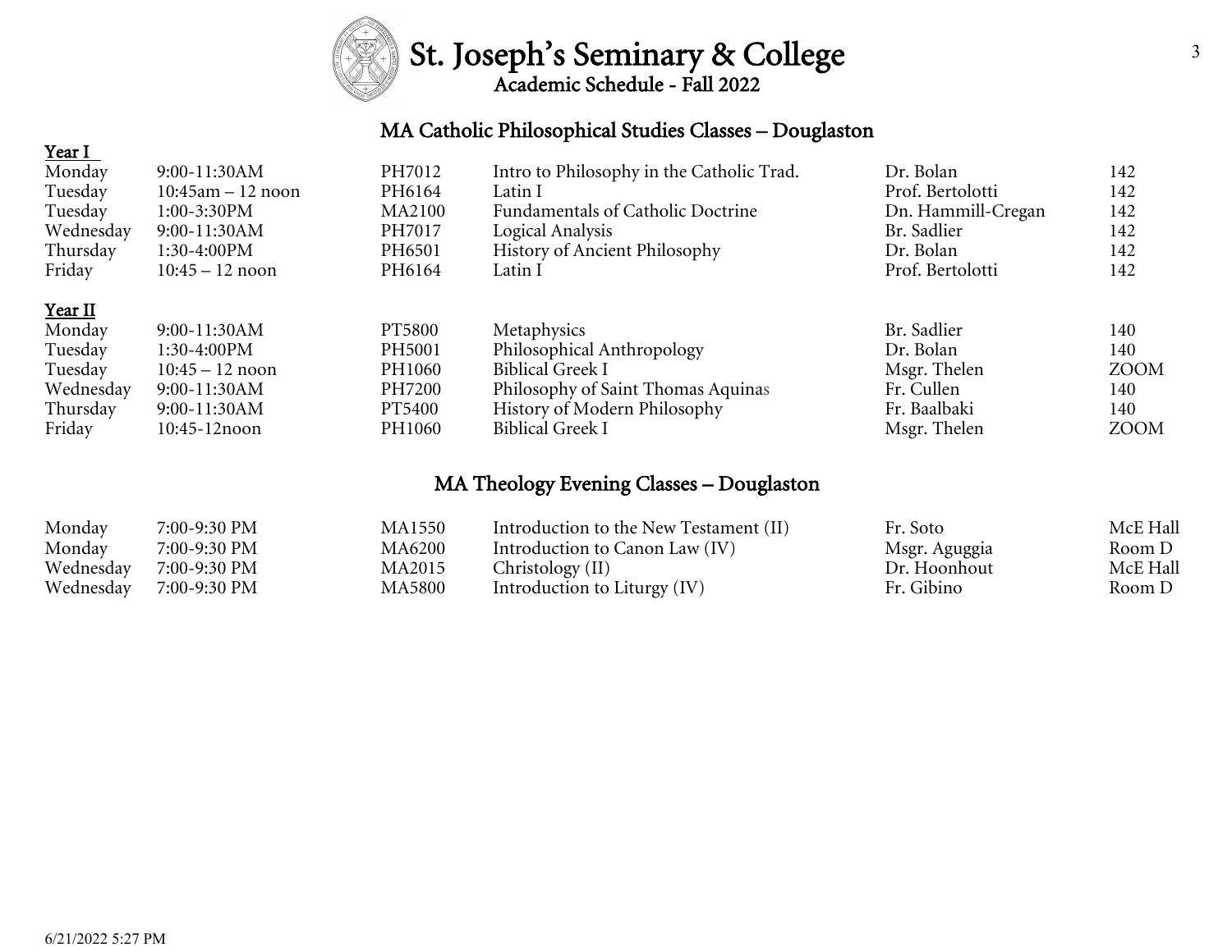# St. Joseph's Seminary & College

## Academic Schedule - Fall 2022

### MA Catholic Philosophical Studies Classes – Douglaston

**Year I**

| | | | | | |
|---|---|---|---|---|---|
| Monday | 9:00-11:30AM | PH7012 | Intro to Philosophy in the Catholic Trad. | Dr. Bolan | 142 |
| Tuesday | 10:45am – 12 noon | PH6164 | Latin I | Prof. Bertolotti | 142 |
| Tuesday | 1:00-3:30PM | MA2100 | Fundamentals of Catholic Doctrine | Dn. Hammill-Cregan | 142 |
| Wednesday | 9:00-11:30AM | PH7017 | Logical Analysis | Br. Sadlier | 142 |
| Thursday | 1:30-4:00PM | PH6501 | History of Ancient Philosophy | Dr. Bolan | 142 |
| Friday | 10:45 – 12 noon | PH6164 | Latin I | Prof. Bertolotti | 142 |

**Year II**

| | | | | | |
|---|---|---|---|---|---|
| Monday | 9:00-11:30AM | PT5800 | Metaphysics | Br. Sadlier | 140 |
| Tuesday | 1:30-4:00PM | PH5001 | Philosophical Anthropology | Dr. Bolan | 140 |
| Tuesday | 10:45 – 12 noon | PH1060 | Biblical Greek I | Msgr. Thelen | ZOOM |
| Wednesday | 9:00-11:30AM | PH7200 | Philosophy of Saint Thomas Aquinas | Fr. Cullen | 140 |
| Thursday | 9:00-11:30AM | PT5400 | History of Modern Philosophy | Fr. Baalbaki | 140 |
| Friday | 10:45-12noon | PH1060 | Biblical Greek I | Msgr. Thelen | ZOOM |

### MA Theology Evening Classes – Douglaston

| | | | | | |
|---|---|---|---|---|---|
| Monday | 7:00-9:30 PM | MA1550 | Introduction to the New Testament (II) | Fr. Soto | McE Hall |
| Monday | 7:00-9:30 PM | MA6200 | Introduction to Canon Law (IV) | Msgr. Aguggia | Room D |
| Wednesday | 7:00-9:30 PM | MA2015 | Christology (II) | Dr. Hoonhout | McE Hall |
| Wednesday | 7:00-9:30 PM | MA5800 | Introduction to Liturgy (IV) | Fr. Gibino | Room D |

6/21/2022 5:27 PM